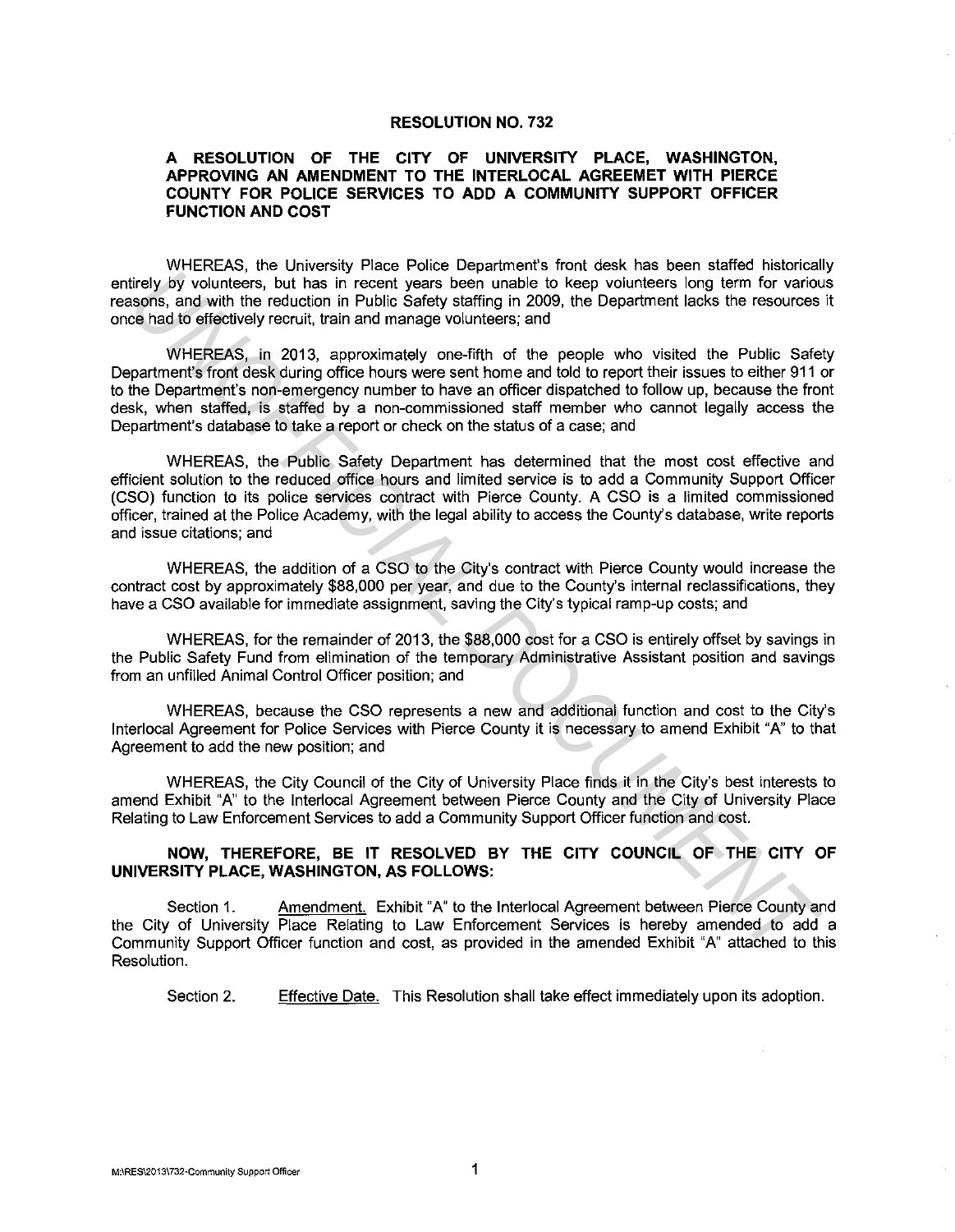# RESOLUTION NO. 732

## A RESOLUTION OF THE CITY OF UNIVERSITY PLACE, WASHINGTON, APPROVING AN AMENDMENT TO THE INTERLOCAL AGREEMET WITH PIERCE COUNTY FOR POLICE SERVICES TO ADD A COMMUNITY SUPPORT OFFICER FUNCTION AND COST

WHEREAS, the University Place Police Department's front desk has been staffed historically entirely by volunteers, but has in recent years been unable to keep volunteers long term for various reasons, and with the reduction in Public Safety staffing in 2009, the Department lacks the resources it once had to effectively recruit, train and manage volunteers; and

WHEREAS, in 2013, approximately one-fifth of the people who visited the Public Safety Department's front desk during office hours were sent home and told to report their issues to either 911 or to the Department's non-emergency number to have an officer dispatched to follow up, because the front desk, when staffed, is staffed by a non-commissioned staff member who cannot legally access the Department's database to take a report or check on the status of a case; and

WHEREAS, the Public Safety Department has determined that the most cost effective and efficient solution to the reduced office hours and limited service is to add a Community Support Officer (CSO) function to its police services contract with Pierce County. A CSO is a limited commissioned officer, trained at the Police Academy, with the legal ability to access the County's database, write reports and issue citations; and

WHEREAS, the addition of a CSO to the City's contract with Pierce County would increase the contract cost by approximately $88,000 per year, and due to the County's internal reclassifications, they have a CSO available for immediate assignment, saving the City's typical ramp-up costs; and

WHEREAS, for the remainder of 2013, the $88,000 cost for a CSO is entirely offset by savings in the Public Safety Fund from elimination of the temporary Administrative Assistant position and savings from an unfilled Animal Control Officer position; and

WHEREAS, because the CSO represents a new and additional function and cost to the City's Interlocal Agreement for Police Services with Pierce County it is necessary to amend Exhibit "A" to that Agreement to add the new position; and

WHEREAS, the City Council of the City of University Place finds it in the City's best interests to amend Exhibit "A" to the Interlocal Agreement between Pierce County and the City of University Place Relating to Law Enforcement Services to add a Community Support Officer function and cost.

**NOW, THEREFORE, BE IT RESOLVED BY THE CITY COUNCIL OF THE CITY OF UNIVERSITY PLACE, WASHINGTON, AS FOLLOWS:**

Section 1. Amendment. Exhibit "A" to the Interlocal Agreement between Pierce County and the City of University Place Relating to Law Enforcement Services is hereby amended to add a Community Support Officer function and cost, as provided in the amended Exhibit "A" attached to this Resolution.

Section 2. Effective Date. This Resolution shall take effect immediately upon its adoption.

M:\RES\2013\732-Community Support Officer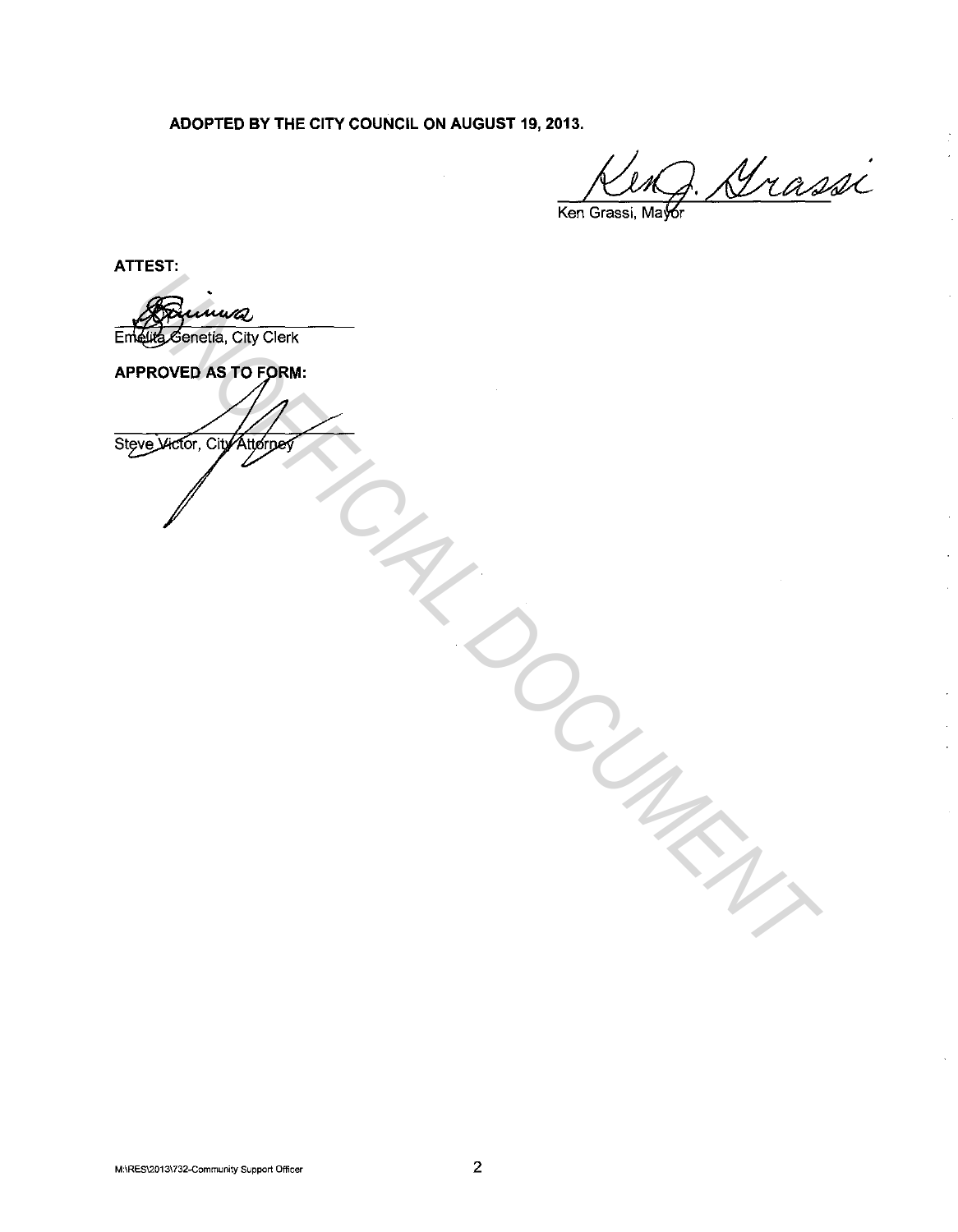**ADOPTED BY THE CITY COUNCIL ON AUGUST 19, 2013.**

Ken J. Grassi

Ken Grassi, Mayor

**ATTEST:**

Emelita Genetia, City Clerk

**APPROVED AS TO FORM:**

Steve Victor, City Attorney

UNOFFICIAL DOCUMENT

M:\RES\2013\732-Community Support Officer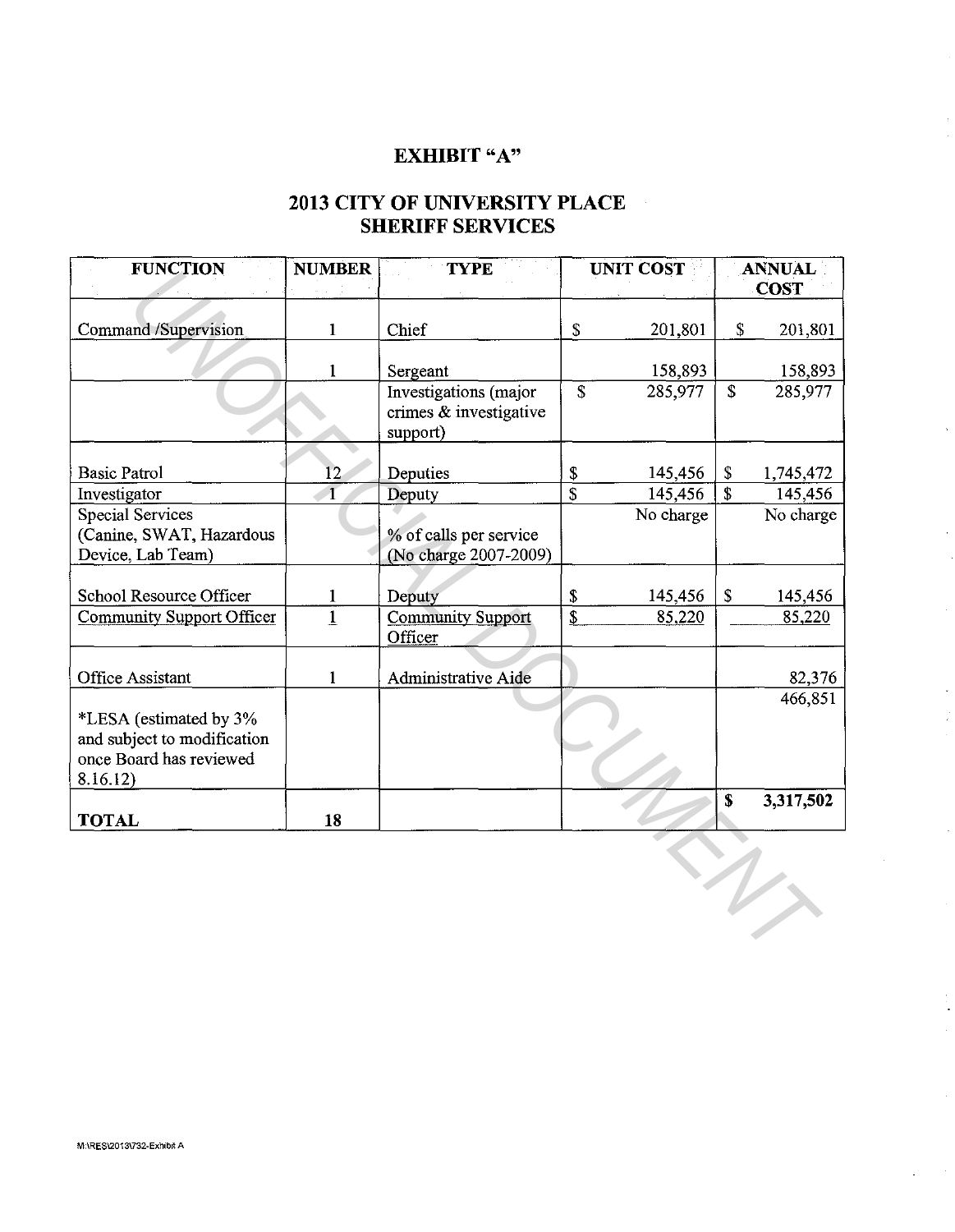# EXHIBIT "A"

## 2013 CITY OF UNIVERSITY PLACE SHERIFF SERVICES

| FUNCTION | NUMBER | TYPE | UNIT COST | ANNUAL COST |
|---|---|---|---|---|
| Command /Supervision | 1 | Chief | $ 201,801 | $ 201,801 |
| | 1 | Sergeant | 158,893 | 158,893 |
| | | Investigations (major crimes & investigative support) | $ 285,977 | $ 285,977 |
| Basic Patrol | 12 | Deputies | $ 145,456 | $ 1,745,472 |
| Investigator | 1 | Deputy | $ 145,456 | $ 145,456 |
| Special Services (Canine, SWAT, Hazardous Device, Lab Team) | | % of calls per service (No charge 2007-2009) | No charge | No charge |
| School Resource Officer | 1 | Deputy | $ 145,456 | $ 145,456 |
| Community Support Officer | 1 | Community Support Officer | $ 85,220 | 85,220 |
| Office Assistant | 1 | Administrative Aide | | 82,376 |
| *LESA (estimated by 3% and subject to modification once Board has reviewed 8.16.12) | | | | 466,851 |
| **TOTAL** | **18** | | | **$ 3,317,502** |